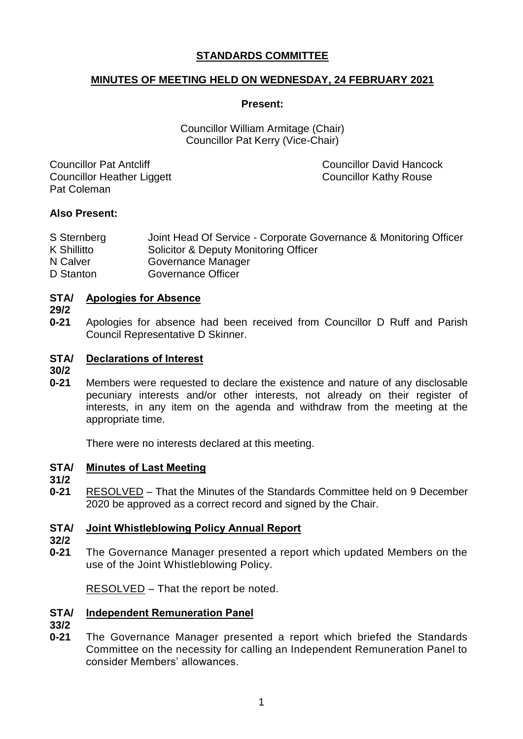# STANDARDS COMMITTEE

## MINUTES OF MEETING HELD ON WEDNESDAY, 24 FEBRUARY 2021

### Present:

Councillor William Armitage (Chair)
Councillor Pat Kerry (Vice-Chair)

Councillor Pat Antcliff
Councillor David Hancock
Councillor Heather Liggett
Councillor Kathy Rouse
Pat Coleman

### Also Present:

| | |
|---|---|
| S Sternberg | Joint Head Of Service - Corporate Governance & Monitoring Officer |
| K Shillitto | Solicitor & Deputy Monitoring Officer |
| N Calver | Governance Manager |
| D Stanton | Governance Officer |

**STA/29/20-21 Apologies for Absence**

Apologies for absence had been received from Councillor D Ruff and Parish Council Representative D Skinner.

**STA/30/20-21 Declarations of Interest**

Members were requested to declare the existence and nature of any disclosable pecuniary interests and/or other interests, not already on their register of interests, in any item on the agenda and withdraw from the meeting at the appropriate time.

There were no interests declared at this meeting.

**STA/31/20-21 Minutes of Last Meeting**

RESOLVED – That the Minutes of the Standards Committee held on 9 December 2020 be approved as a correct record and signed by the Chair.

**STA/32/20-21 Joint Whistleblowing Policy Annual Report**

The Governance Manager presented a report which updated Members on the use of the Joint Whistleblowing Policy.

RESOLVED – That the report be noted.

**STA/33/20-21 Independent Remuneration Panel**

The Governance Manager presented a report which briefed the Standards Committee on the necessity for calling an Independent Remuneration Panel to consider Members' allowances.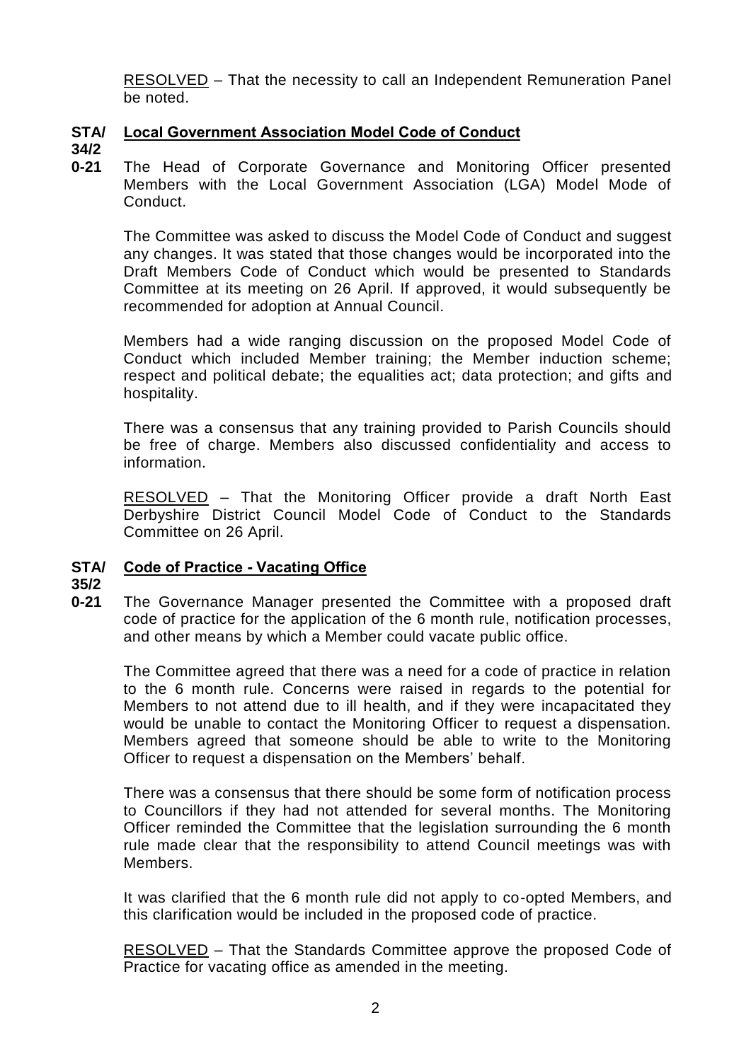RESOLVED – That the necessity to call an Independent Remuneration Panel be noted.

**STA/34/20-21 Local Government Association Model Code of Conduct**

The Head of Corporate Governance and Monitoring Officer presented Members with the Local Government Association (LGA) Model Mode of Conduct.

The Committee was asked to discuss the Model Code of Conduct and suggest any changes. It was stated that those changes would be incorporated into the Draft Members Code of Conduct which would be presented to Standards Committee at its meeting on 26 April. If approved, it would subsequently be recommended for adoption at Annual Council.

Members had a wide ranging discussion on the proposed Model Code of Conduct which included Member training; the Member induction scheme; respect and political debate; the equalities act; data protection; and gifts and hospitality.

There was a consensus that any training provided to Parish Councils should be free of charge. Members also discussed confidentiality and access to information.

RESOLVED – That the Monitoring Officer provide a draft North East Derbyshire District Council Model Code of Conduct to the Standards Committee on 26 April.

**STA/35/20-21 Code of Practice - Vacating Office**

The Governance Manager presented the Committee with a proposed draft code of practice for the application of the 6 month rule, notification processes, and other means by which a Member could vacate public office.

The Committee agreed that there was a need for a code of practice in relation to the 6 month rule. Concerns were raised in regards to the potential for Members to not attend due to ill health, and if they were incapacitated they would be unable to contact the Monitoring Officer to request a dispensation. Members agreed that someone should be able to write to the Monitoring Officer to request a dispensation on the Members' behalf.

There was a consensus that there should be some form of notification process to Councillors if they had not attended for several months. The Monitoring Officer reminded the Committee that the legislation surrounding the 6 month rule made clear that the responsibility to attend Council meetings was with Members.

It was clarified that the 6 month rule did not apply to co-opted Members, and this clarification would be included in the proposed code of practice.

RESOLVED – That the Standards Committee approve the proposed Code of Practice for vacating office as amended in the meeting.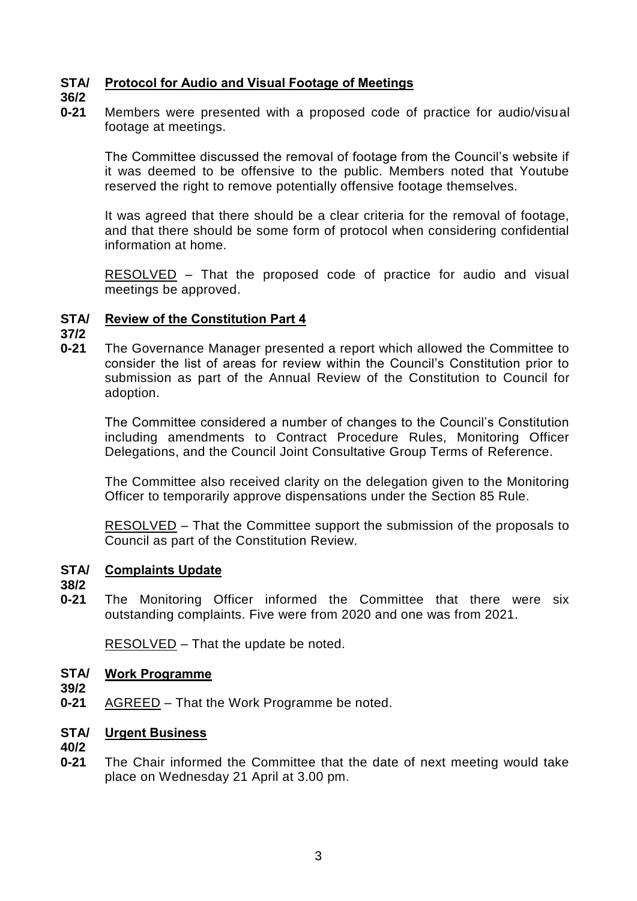**STA/36/20-21 Protocol for Audio and Visual Footage of Meetings**

Members were presented with a proposed code of practice for audio/visual footage at meetings.

The Committee discussed the removal of footage from the Council's website if it was deemed to be offensive to the public. Members noted that Youtube reserved the right to remove potentially offensive footage themselves.

It was agreed that there should be a clear criteria for the removal of footage, and that there should be some form of protocol when considering confidential information at home.

RESOLVED – That the proposed code of practice for audio and visual meetings be approved.

**STA/37/20-21 Review of the Constitution Part 4**

The Governance Manager presented a report which allowed the Committee to consider the list of areas for review within the Council's Constitution prior to submission as part of the Annual Review of the Constitution to Council for adoption.

The Committee considered a number of changes to the Council's Constitution including amendments to Contract Procedure Rules, Monitoring Officer Delegations, and the Council Joint Consultative Group Terms of Reference.

The Committee also received clarity on the delegation given to the Monitoring Officer to temporarily approve dispensations under the Section 85 Rule.

RESOLVED – That the Committee support the submission of the proposals to Council as part of the Constitution Review.

**STA/38/20-21 Complaints Update**

The Monitoring Officer informed the Committee that there were six outstanding complaints. Five were from 2020 and one was from 2021.

RESOLVED – That the update be noted.

**STA/39/20-21 Work Programme**

AGREED – That the Work Programme be noted.

**STA/40/20-21 Urgent Business**

The Chair informed the Committee that the date of next meeting would take place on Wednesday 21 April at 3.00 pm.